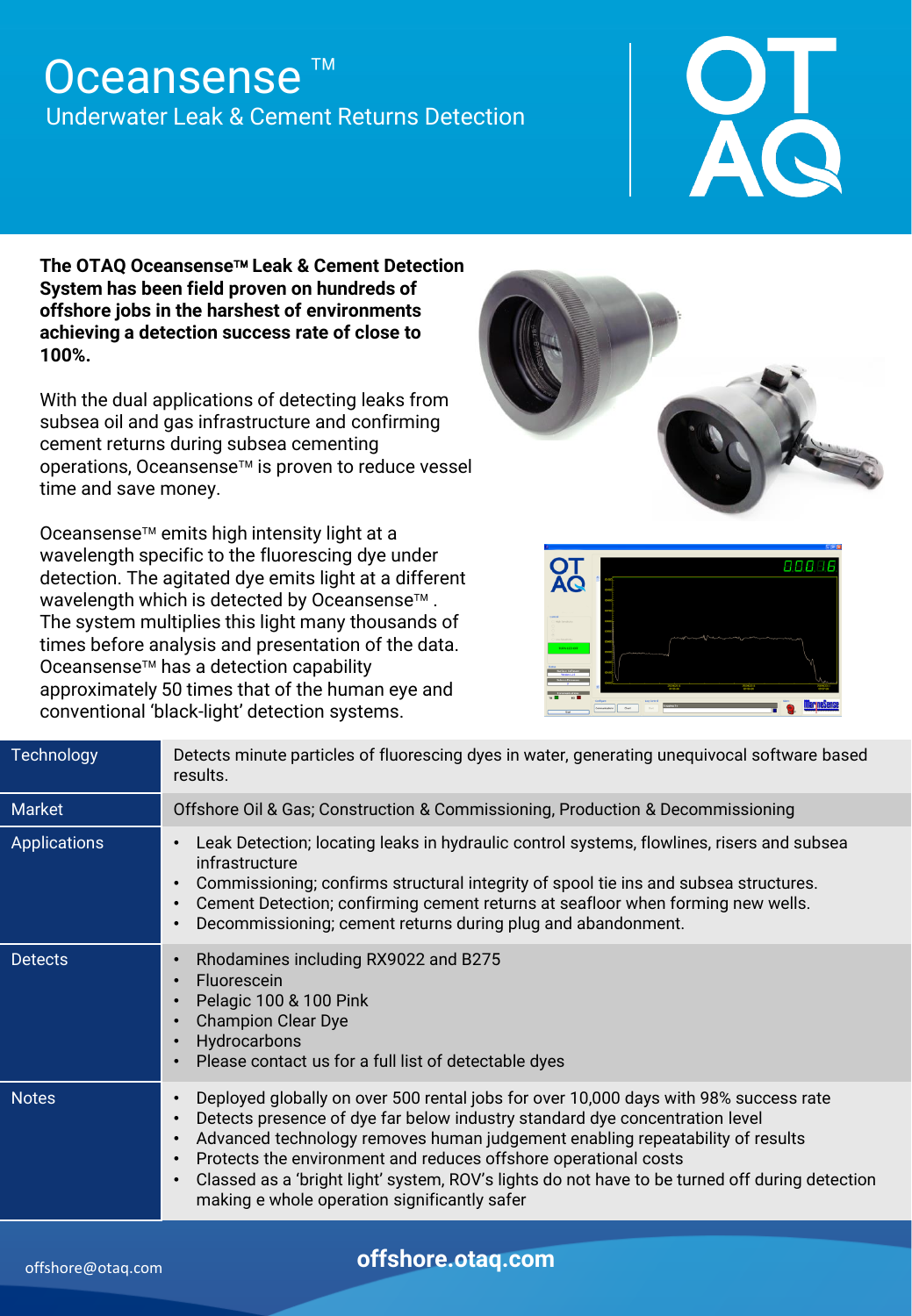# Oceansense ™

## Underwater Leak & Cement Returns Detection

**The OTAQ Oceansense™ Leak & Cement Detection System has been field proven on hundreds of offshore jobs in the harshest of environments achieving a detection success rate of close to 100%.**

With the dual applications of detecting leaks from subsea oil and gas infrastructure and confirming cement returns during subsea cementing operations, Oceansense™ is proven to reduce vessel time and save money.

Oceansense™ emits high intensity light at a wavelength specific to the fluorescing dye under detection. The agitated dye emits light at a different wavelength which is detected by Oceansense™ . The system multiplies this light many thousands of times before analysis and presentation of the data. Oceansense™ has a detection capability approximately 50 times that of the human eye and conventional 'black-light' detection systems.

| | |
|---|---|
| Technology | Detects minute particles of fluorescing dyes in water, generating unequivocal software based results. |
| Market | Offshore Oil & Gas; Construction & Commissioning, Production & Decommissioning |
| Applications | • Leak Detection; locating leaks in hydraulic control systems, flowlines, risers and subsea infrastructure<br>• Commissioning; confirms structural integrity of spool tie ins and subsea structures.<br>• Cement Detection; confirming cement returns at seafloor when forming new wells.<br>• Decommissioning; cement returns during plug and abandonment. |
| Detects | • Rhodamines including RX9022 and B275<br>• Fluorescein<br>• Pelagic 100 & 100 Pink<br>• Champion Clear Dye<br>• Hydrocarbons<br>• Please contact us for a full list of detectable dyes |
| Notes | • Deployed globally on over 500 rental jobs for over 10,000 days with 98% success rate<br>• Detects presence of dye far below industry standard dye concentration level<br>• Advanced technology removes human judgement enabling repeatability of results<br>• Protects the environment and reduces offshore operational costs<br>• Classed as a 'bright light' system, ROV's lights do not have to be turned off during detection making e whole operation significantly safer |

offshore@otaq.com

**offshore.otaq.com**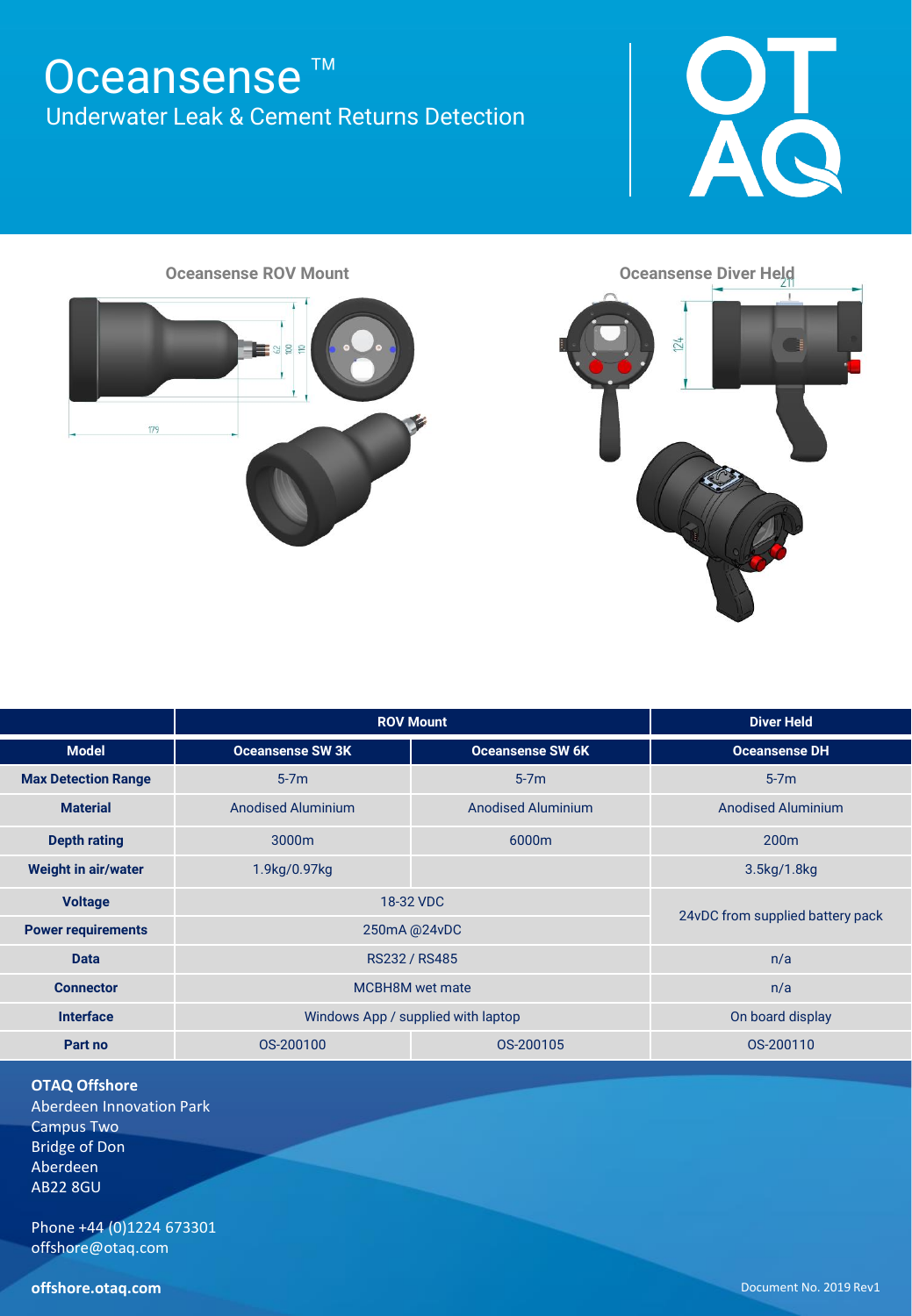# Oceansense ™

## Underwater Leak & Cement Returns Detection

**Oceansense ROV Mount**

**Oceansense Diver Held**

| | ROV Mount | | Diver Held |
|---|---|---|---|
| **Model** | **Oceansense SW 3K** | **Oceansense SW 6K** | **Oceansense DH** |
| **Max Detection Range** | 5-7m | 5-7m | 5-7m |
| **Material** | Anodised Aluminium | Anodised Aluminium | Anodised Aluminium |
| **Depth rating** | 3000m | 6000m | 200m |
| **Weight in air/water** | 1.9kg/0.97kg | | 3.5kg/1.8kg |
| **Voltage** | 18-32 VDC | | 24vDC from supplied battery pack |
| **Power requirements** | 250mA @24vDC | | |
| **Data** | RS232 / RS485 | | n/a |
| **Connector** | MCBH8M wet mate | | n/a |
| **Interface** | Windows App / supplied with laptop | | On board display |
| **Part no** | OS-200100 | OS-200105 | OS-200110 |

**OTAQ Offshore**
Aberdeen Innovation Park
Campus Two
Bridge of Don
Aberdeen
AB22 8GU

Phone +44 (0)1224 673301
offshore@otaq.com

**offshore.otaq.com**

Document No. 2019 Rev1